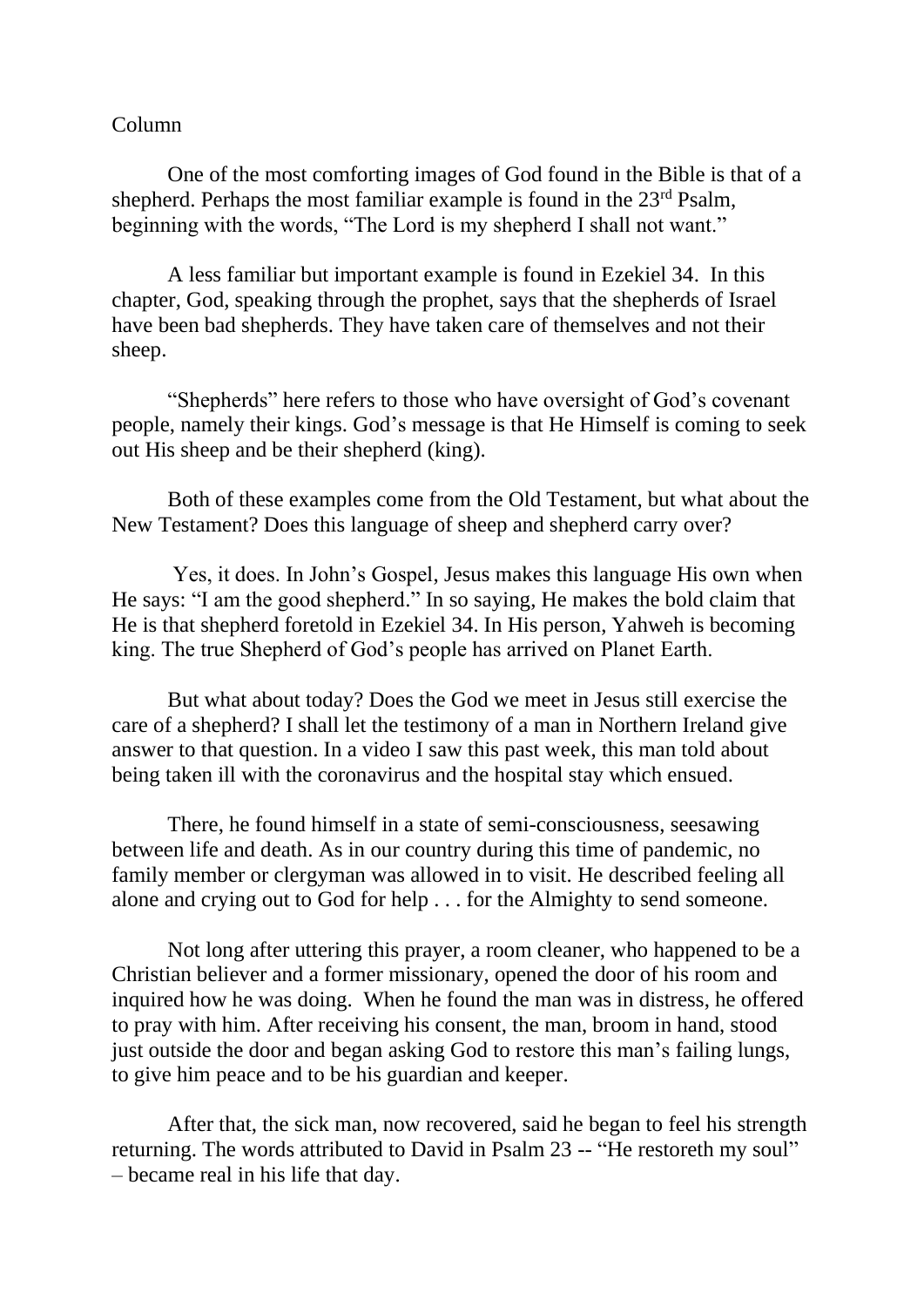Column

One of the most comforting images of God found in the Bible is that of a shepherd. Perhaps the most familiar example is found in the 23rd Psalm, beginning with the words, "The Lord is my shepherd I shall not want."

A less familiar but important example is found in Ezekiel 34. In this chapter, God, speaking through the prophet, says that the shepherds of Israel have been bad shepherds. They have taken care of themselves and not their sheep.

"Shepherds" here refers to those who have oversight of God's covenant people, namely their kings. God's message is that He Himself is coming to seek out His sheep and be their shepherd (king).

Both of these examples come from the Old Testament, but what about the New Testament? Does this language of sheep and shepherd carry over?

Yes, it does. In John's Gospel, Jesus makes this language His own when He says: "I am the good shepherd." In so saying, He makes the bold claim that He is that shepherd foretold in Ezekiel 34. In His person, Yahweh is becoming king. The true Shepherd of God's people has arrived on Planet Earth.

But what about today? Does the God we meet in Jesus still exercise the care of a shepherd? I shall let the testimony of a man in Northern Ireland give answer to that question. In a video I saw this past week, this man told about being taken ill with the coronavirus and the hospital stay which ensued.

There, he found himself in a state of semi-consciousness, seesawing between life and death. As in our country during this time of pandemic, no family member or clergyman was allowed in to visit. He described feeling all alone and crying out to God for help . . . for the Almighty to send someone.

Not long after uttering this prayer, a room cleaner, who happened to be a Christian believer and a former missionary, opened the door of his room and inquired how he was doing. When he found the man was in distress, he offered to pray with him. After receiving his consent, the man, broom in hand, stood just outside the door and began asking God to restore this man's failing lungs, to give him peace and to be his guardian and keeper.

After that, the sick man, now recovered, said he began to feel his strength returning. The words attributed to David in Psalm 23 -- "He restoreth my soul" – became real in his life that day.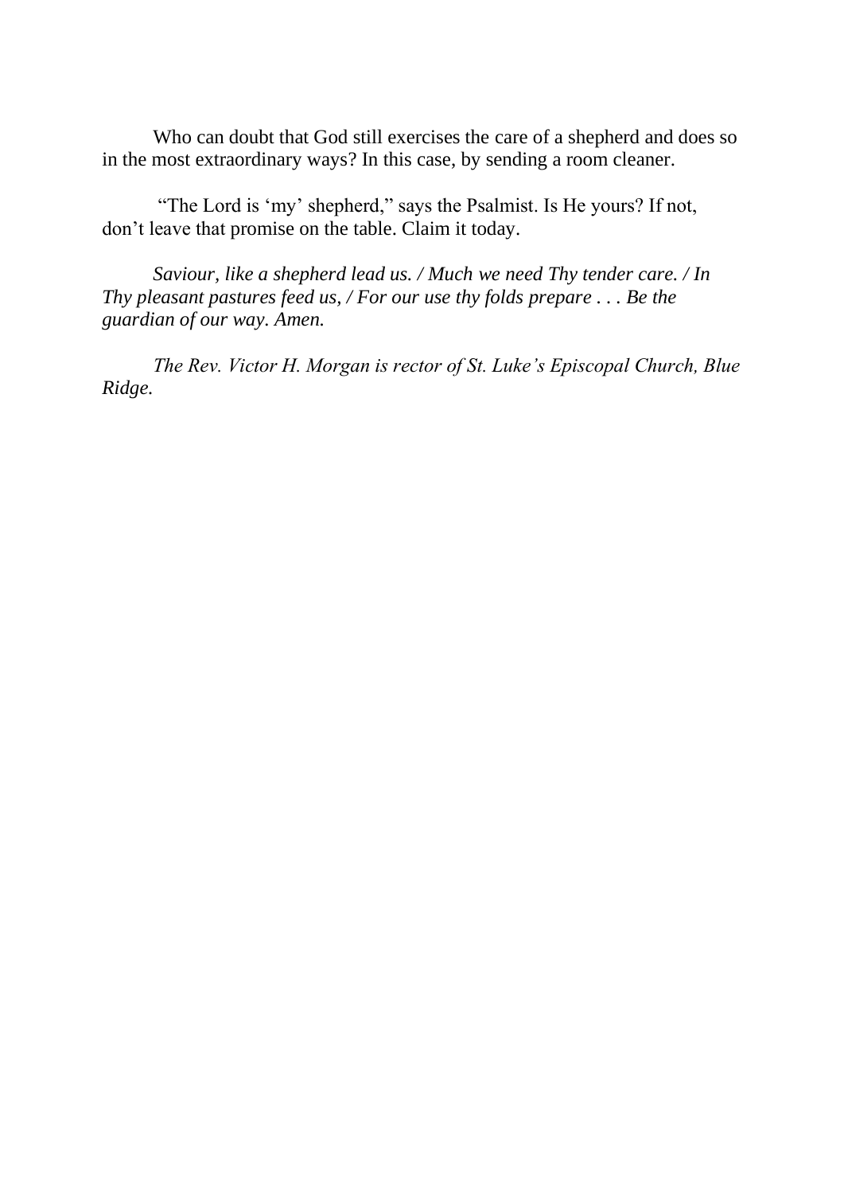Who can doubt that God still exercises the care of a shepherd and does so in the most extraordinary ways? In this case, by sending a room cleaner.

"The Lord is 'my' shepherd," says the Psalmist. Is He yours? If not, don't leave that promise on the table. Claim it today.

*Saviour, like a shepherd lead us. / Much we need Thy tender care. / In Thy pleasant pastures feed us, / For our use thy folds prepare . . . Be the guardian of our way. Amen.*

*The Rev. Victor H. Morgan is rector of St. Luke's Episcopal Church, Blue Ridge.*